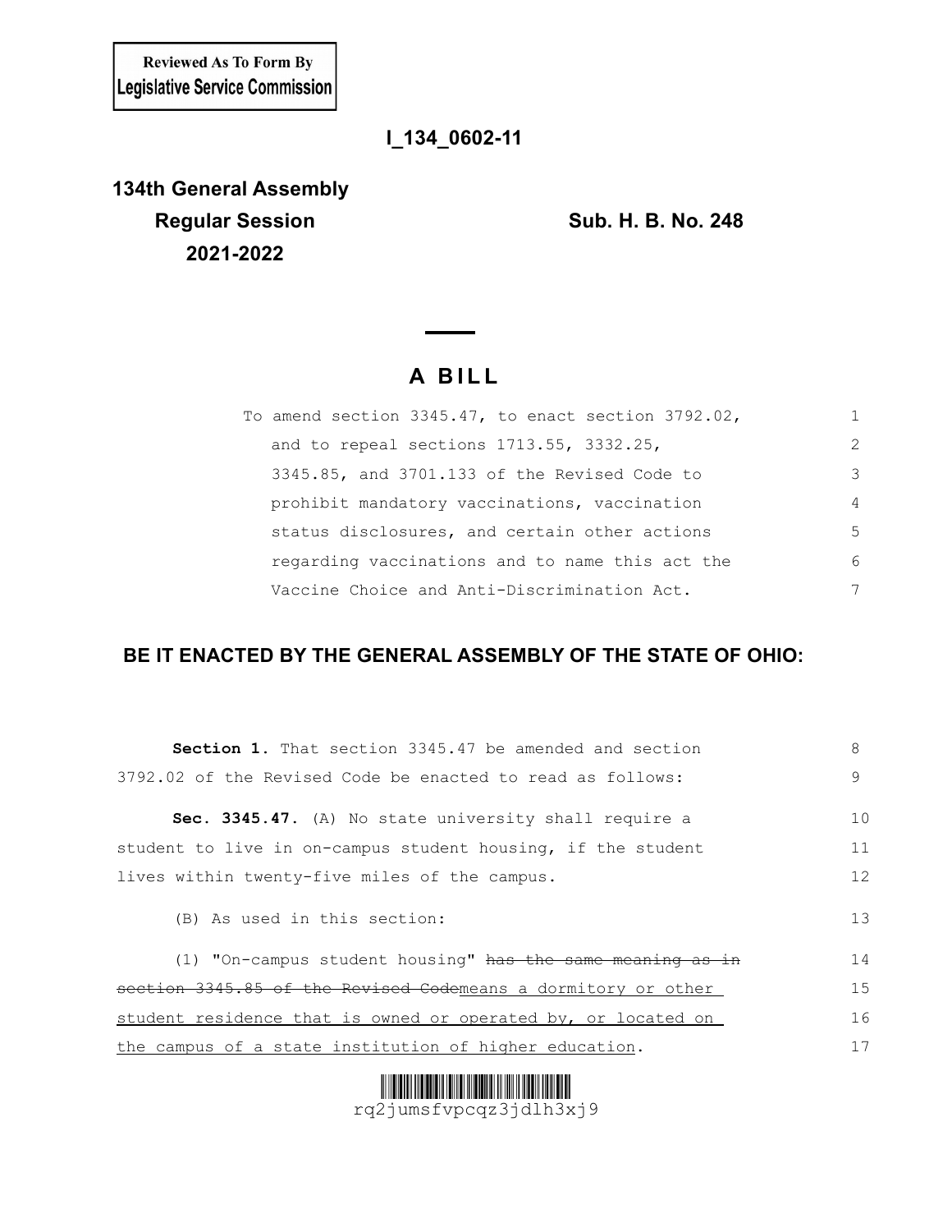**Reviewed As To Form By Legislative Service Commission**

**I_134_0602-11**

**134th General Assembly**
**Regular Session** **Sub. H. B. No. 248**
**2021-2022**

# A BILL

To amend section 3345.47, to enact section 3792.02, and to repeal sections 1713.55, 3332.25, 3345.85, and 3701.133 of the Revised Code to prohibit mandatory vaccinations, vaccination status disclosures, and certain other actions regarding vaccinations and to name this act the Vaccine Choice and Anti-Discrimination Act.

## BE IT ENACTED BY THE GENERAL ASSEMBLY OF THE STATE OF OHIO:

**Section 1.** That section 3345.47 be amended and section 3792.02 of the Revised Code be enacted to read as follows:

**Sec. 3345.47.** (A) No state university shall require a student to live in on-campus student housing, if the student lives within twenty-five miles of the campus.

(B) As used in this section:

(1) "On-campus student housing" ~~has the same meaning as in section 3345.85 of the Revised Code~~means a dormitory or other student residence that is owned or operated by, or located on the campus of a state institution of higher education.

rq2jumsfvpcqz3jdlh3xj9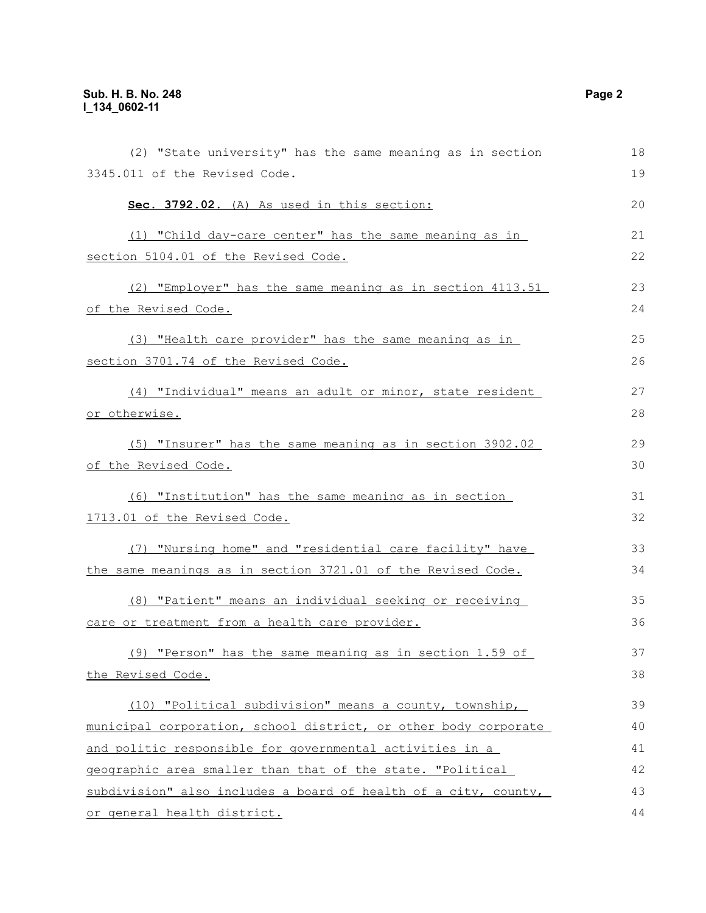(2) "State university" has the same meaning as in section 3345.011 of the Revised Code.

**Sec. 3792.02.** (A) As used in this section:

(1) "Child day-care center" has the same meaning as in section 5104.01 of the Revised Code.

(2) "Employer" has the same meaning as in section 4113.51 of the Revised Code.

(3) "Health care provider" has the same meaning as in section 3701.74 of the Revised Code.

(4) "Individual" means an adult or minor, state resident or otherwise.

(5) "Insurer" has the same meaning as in section 3902.02 of the Revised Code.

(6) "Institution" has the same meaning as in section 1713.01 of the Revised Code.

(7) "Nursing home" and "residential care facility" have the same meanings as in section 3721.01 of the Revised Code.

(8) "Patient" means an individual seeking or receiving care or treatment from a health care provider.

(9) "Person" has the same meaning as in section 1.59 of the Revised Code.

(10) "Political subdivision" means a county, township, municipal corporation, school district, or other body corporate and politic responsible for governmental activities in a geographic area smaller than that of the state. "Political subdivision" also includes a board of health of a city, county, or general health district.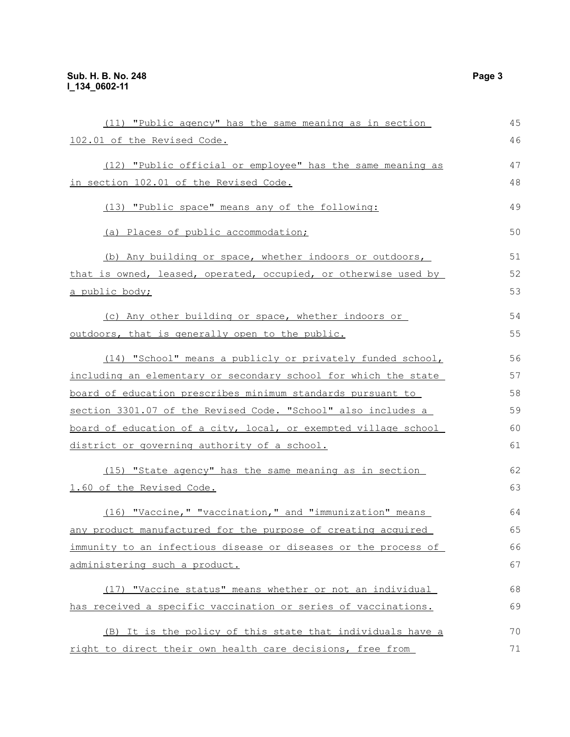(11) "Public agency" has the same meaning as in section 102.01 of the Revised Code.

(12) "Public official or employee" has the same meaning as in section 102.01 of the Revised Code.

(13) "Public space" means any of the following:

(a) Places of public accommodation;

(b) Any building or space, whether indoors or outdoors, that is owned, leased, operated, occupied, or otherwise used by a public body;

(c) Any other building or space, whether indoors or outdoors, that is generally open to the public.

(14) "School" means a publicly or privately funded school, including an elementary or secondary school for which the state board of education prescribes minimum standards pursuant to section 3301.07 of the Revised Code. "School" also includes a board of education of a city, local, or exempted village school district or governing authority of a school.

(15) "State agency" has the same meaning as in section 1.60 of the Revised Code.

(16) "Vaccine," "vaccination," and "immunization" means any product manufactured for the purpose of creating acquired immunity to an infectious disease or diseases or the process of administering such a product.

(17) "Vaccine status" means whether or not an individual has received a specific vaccination or series of vaccinations.

(B) It is the policy of this state that individuals have a right to direct their own health care decisions, free from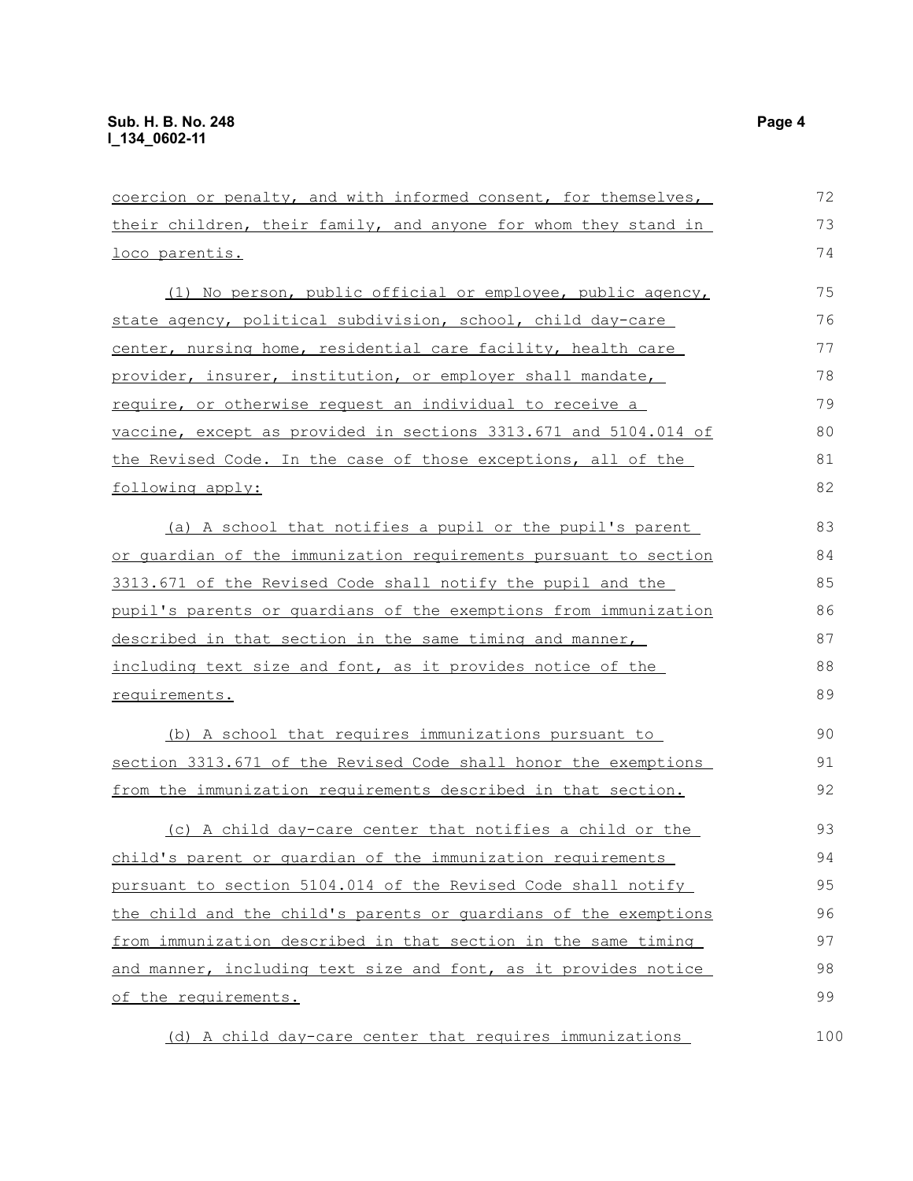coercion or penalty, and with informed consent, for themselves, their children, their family, and anyone for whom they stand in loco parentis.

(1) No person, public official or employee, public agency, state agency, political subdivision, school, child day-care center, nursing home, residential care facility, health care provider, insurer, institution, or employer shall mandate, require, or otherwise request an individual to receive a vaccine, except as provided in sections 3313.671 and 5104.014 of the Revised Code. In the case of those exceptions, all of the following apply:

(a) A school that notifies a pupil or the pupil's parent or guardian of the immunization requirements pursuant to section 3313.671 of the Revised Code shall notify the pupil and the pupil's parents or guardians of the exemptions from immunization described in that section in the same timing and manner, including text size and font, as it provides notice of the requirements.

(b) A school that requires immunizations pursuant to section 3313.671 of the Revised Code shall honor the exemptions from the immunization requirements described in that section.

(c) A child day-care center that notifies a child or the child's parent or guardian of the immunization requirements pursuant to section 5104.014 of the Revised Code shall notify the child and the child's parents or guardians of the exemptions from immunization described in that section in the same timing and manner, including text size and font, as it provides notice of the requirements.

(d) A child day-care center that requires immunizations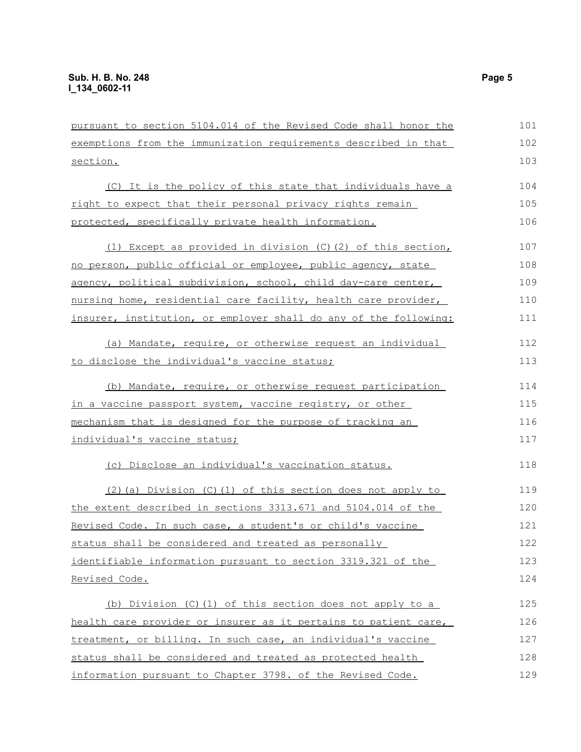pursuant to section 5104.014 of the Revised Code shall honor the exemptions from the immunization requirements described in that section.

(C) It is the policy of this state that individuals have a right to expect that their personal privacy rights remain protected, specifically private health information.

(1) Except as provided in division (C)(2) of this section, no person, public official or employee, public agency, state agency, political subdivision, school, child day-care center, nursing home, residential care facility, health care provider, insurer, institution, or employer shall do any of the following:

(a) Mandate, require, or otherwise request an individual to disclose the individual's vaccine status;

(b) Mandate, require, or otherwise request participation in a vaccine passport system, vaccine registry, or other mechanism that is designed for the purpose of tracking an individual's vaccine status;

(c) Disclose an individual's vaccination status.

(2)(a) Division (C)(1) of this section does not apply to the extent described in sections 3313.671 and 5104.014 of the Revised Code. In such case, a student's or child's vaccine status shall be considered and treated as personally identifiable information pursuant to section 3319.321 of the Revised Code.

(b) Division (C)(1) of this section does not apply to a health care provider or insurer as it pertains to patient care, treatment, or billing. In such case, an individual's vaccine status shall be considered and treated as protected health information pursuant to Chapter 3798. of the Revised Code.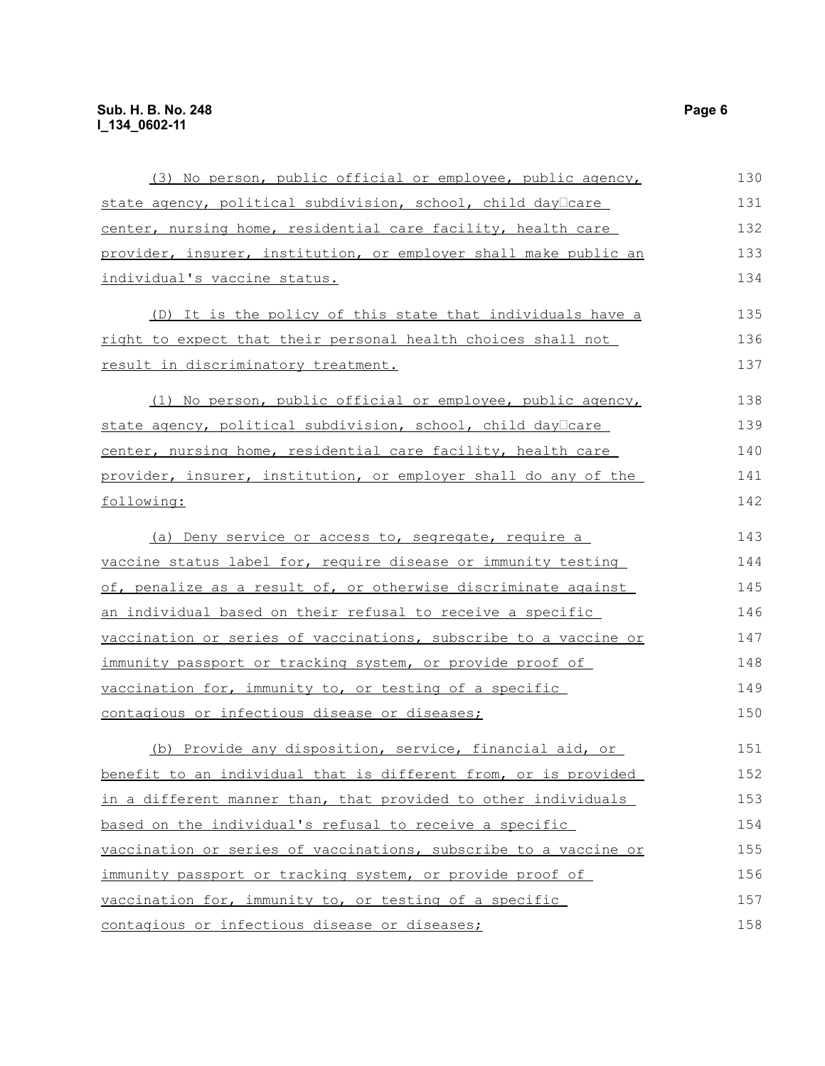(3) No person, public official or employee, public agency, state agency, political subdivision, school, child day-care center, nursing home, residential care facility, health care provider, insurer, institution, or employer shall make public an individual's vaccine status.

(D) It is the policy of this state that individuals have a right to expect that their personal health choices shall not result in discriminatory treatment.

(1) No person, public official or employee, public agency, state agency, political subdivision, school, child day-care center, nursing home, residential care facility, health care provider, insurer, institution, or employer shall do any of the following:

(a) Deny service or access to, segregate, require a vaccine status label for, require disease or immunity testing of, penalize as a result of, or otherwise discriminate against an individual based on their refusal to receive a specific vaccination or series of vaccinations, subscribe to a vaccine or immunity passport or tracking system, or provide proof of vaccination for, immunity to, or testing of a specific contagious or infectious disease or diseases;

(b) Provide any disposition, service, financial aid, or benefit to an individual that is different from, or is provided in a different manner than, that provided to other individuals based on the individual's refusal to receive a specific vaccination or series of vaccinations, subscribe to a vaccine or immunity passport or tracking system, or provide proof of vaccination for, immunity to, or testing of a specific contagious or infectious disease or diseases;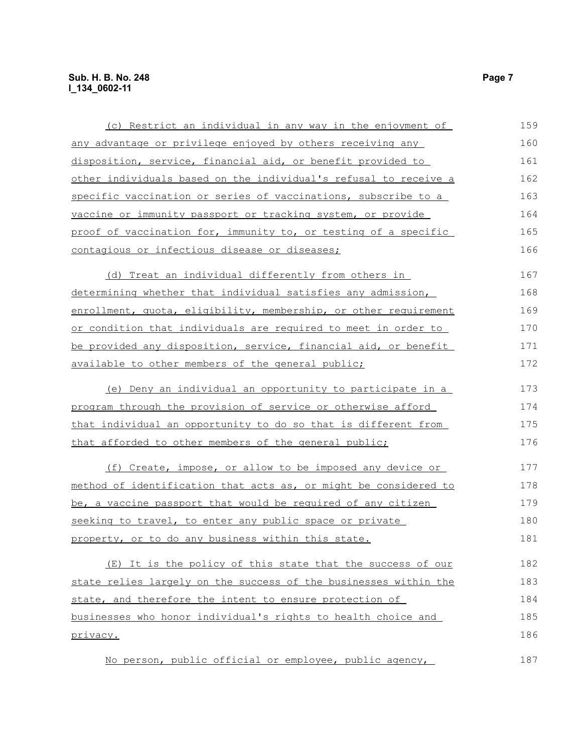(c) Restrict an individual in any way in the enjoyment of any advantage or privilege enjoyed by others receiving any disposition, service, financial aid, or benefit provided to other individuals based on the individual's refusal to receive a specific vaccination or series of vaccinations, subscribe to a vaccine or immunity passport or tracking system, or provide proof of vaccination for, immunity to, or testing of a specific contagious or infectious disease or diseases;

(d) Treat an individual differently from others in determining whether that individual satisfies any admission, enrollment, quota, eligibility, membership, or other requirement or condition that individuals are required to meet in order to be provided any disposition, service, financial aid, or benefit available to other members of the general public;

(e) Deny an individual an opportunity to participate in a program through the provision of service or otherwise afford that individual an opportunity to do so that is different from that afforded to other members of the general public;

(f) Create, impose, or allow to be imposed any device or method of identification that acts as, or might be considered to be, a vaccine passport that would be required of any citizen seeking to travel, to enter any public space or private property, or to do any business within this state.

(E) It is the policy of this state that the success of our state relies largely on the success of the businesses within the state, and therefore the intent to ensure protection of businesses who honor individual's rights to health choice and privacy.

No person, public official or employee, public agency,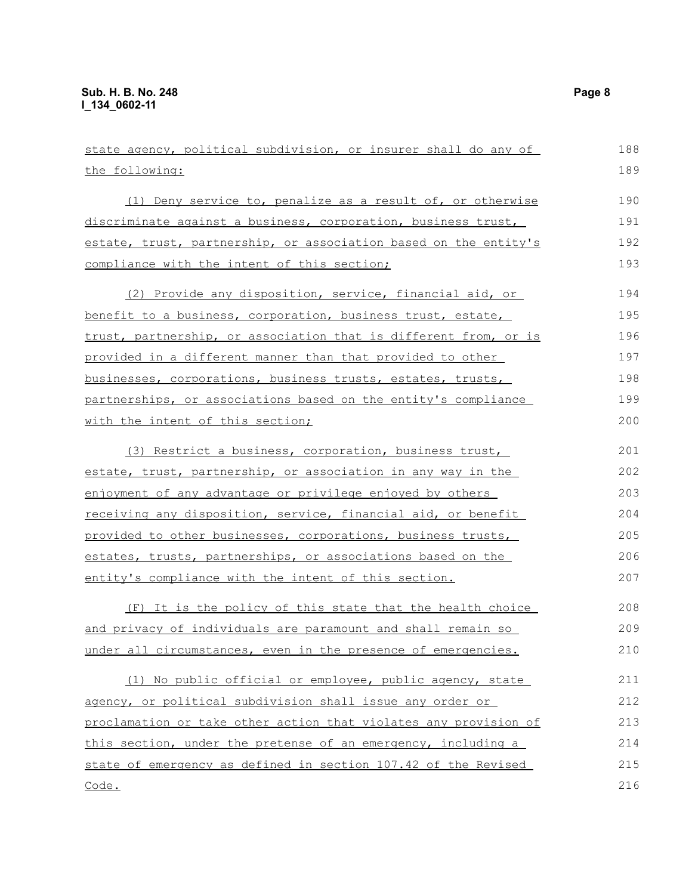state agency, political subdivision, or insurer shall do any of the following:

(1) Deny service to, penalize as a result of, or otherwise discriminate against a business, corporation, business trust, estate, trust, partnership, or association based on the entity's compliance with the intent of this section;

(2) Provide any disposition, service, financial aid, or benefit to a business, corporation, business trust, estate, trust, partnership, or association that is different from, or is provided in a different manner than that provided to other businesses, corporations, business trusts, estates, trusts, partnerships, or associations based on the entity's compliance with the intent of this section;

(3) Restrict a business, corporation, business trust, estate, trust, partnership, or association in any way in the enjoyment of any advantage or privilege enjoyed by others receiving any disposition, service, financial aid, or benefit provided to other businesses, corporations, business trusts, estates, trusts, partnerships, or associations based on the entity's compliance with the intent of this section.

(F) It is the policy of this state that the health choice and privacy of individuals are paramount and shall remain so under all circumstances, even in the presence of emergencies.

(1) No public official or employee, public agency, state agency, or political subdivision shall issue any order or proclamation or take other action that violates any provision of this section, under the pretense of an emergency, including a state of emergency as defined in section 107.42 of the Revised Code.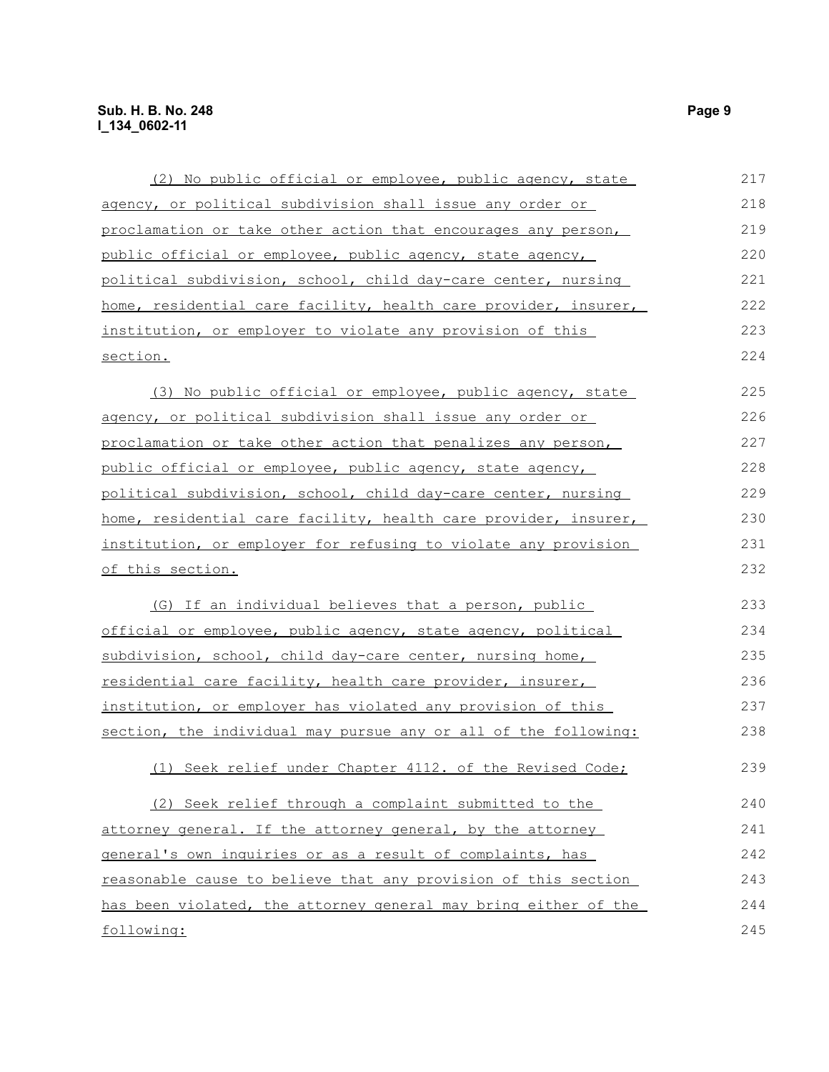(2) No public official or employee, public agency, state agency, or political subdivision shall issue any order or proclamation or take other action that encourages any person, public official or employee, public agency, state agency, political subdivision, school, child day-care center, nursing home, residential care facility, health care provider, insurer, institution, or employer to violate any provision of this section.

(3) No public official or employee, public agency, state agency, or political subdivision shall issue any order or proclamation or take other action that penalizes any person, public official or employee, public agency, state agency, political subdivision, school, child day-care center, nursing home, residential care facility, health care provider, insurer, institution, or employer for refusing to violate any provision of this section.

(G) If an individual believes that a person, public official or employee, public agency, state agency, political subdivision, school, child day-care center, nursing home, residential care facility, health care provider, insurer, institution, or employer has violated any provision of this section, the individual may pursue any or all of the following:

(1) Seek relief under Chapter 4112. of the Revised Code;

(2) Seek relief through a complaint submitted to the attorney general. If the attorney general, by the attorney general's own inquiries or as a result of complaints, has reasonable cause to believe that any provision of this section has been violated, the attorney general may bring either of the following: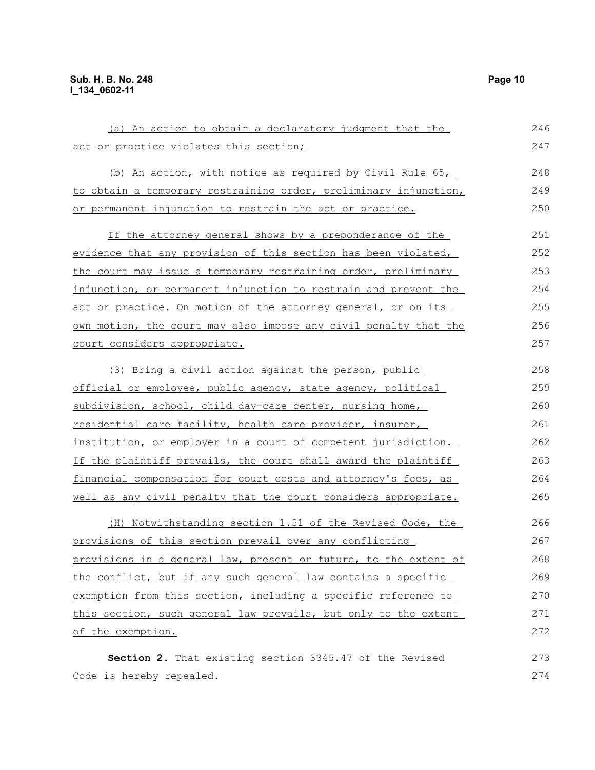(a) An action to obtain a declaratory judgment that the act or practice violates this section;

(b) An action, with notice as required by Civil Rule 65, to obtain a temporary restraining order, preliminary injunction, or permanent injunction to restrain the act or practice.

If the attorney general shows by a preponderance of the evidence that any provision of this section has been violated, the court may issue a temporary restraining order, preliminary injunction, or permanent injunction to restrain and prevent the act or practice. On motion of the attorney general, or on its own motion, the court may also impose any civil penalty that the court considers appropriate.

(3) Bring a civil action against the person, public official or employee, public agency, state agency, political subdivision, school, child day-care center, nursing home, residential care facility, health care provider, insurer, institution, or employer in a court of competent jurisdiction. If the plaintiff prevails, the court shall award the plaintiff financial compensation for court costs and attorney's fees, as well as any civil penalty that the court considers appropriate.

(H) Notwithstanding section 1.51 of the Revised Code, the provisions of this section prevail over any conflicting provisions in a general law, present or future, to the extent of the conflict, but if any such general law contains a specific exemption from this section, including a specific reference to this section, such general law prevails, but only to the extent of the exemption.

**Section 2.** That existing section 3345.47 of the Revised Code is hereby repealed.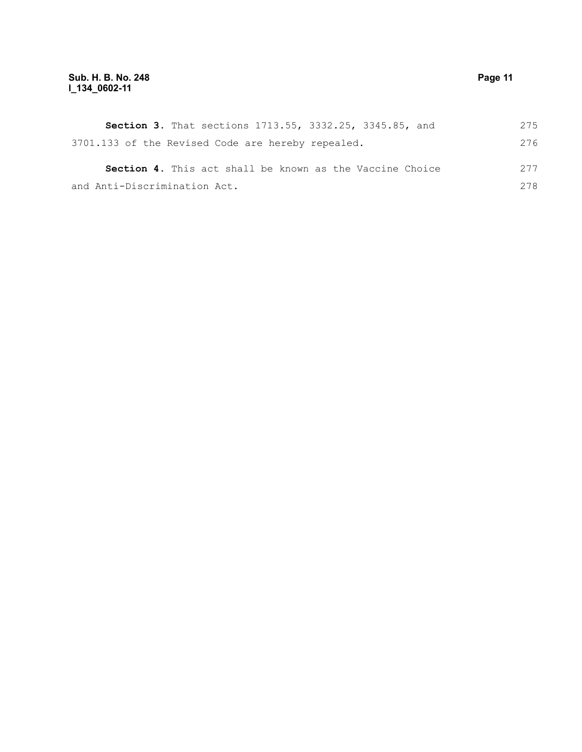**Section 3.** That sections 1713.55, 3332.25, 3345.85, and 3701.133 of the Revised Code are hereby repealed.

**Section 4.** This act shall be known as the Vaccine Choice and Anti-Discrimination Act.